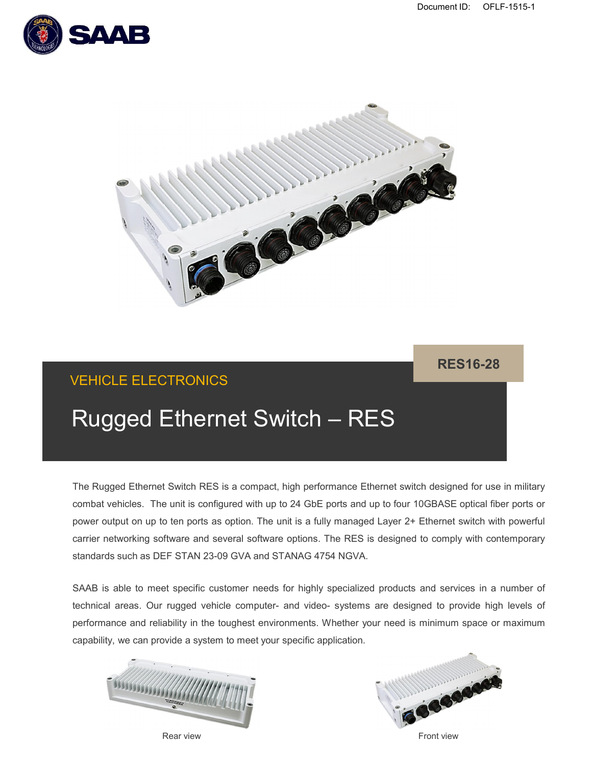Document ID: OFLF-1515-1

RES16-28

VEHICLE ELECTRONICS

# Rugged Ethernet Switch – RES

The Rugged Ethernet Switch RES is a compact, high performance Ethernet switch designed for use in military combat vehicles. The unit is configured with up to 24 GbE ports and up to four 10GBASE optical fiber ports or power output on up to ten ports as option. The unit is a fully managed Layer 2+ Ethernet switch with powerful carrier networking software and several software options. The RES is designed to comply with contemporary standards such as DEF STAN 23-09 GVA and STANAG 4754 NGVA.

SAAB is able to meet specific customer needs for highly specialized products and services in a number of technical areas. Our rugged vehicle computer- and video- systems are designed to provide high levels of performance and reliability in the toughest environments. Whether your need is minimum space or maximum capability, we can provide a system to meet your specific application.

Rear view

Front view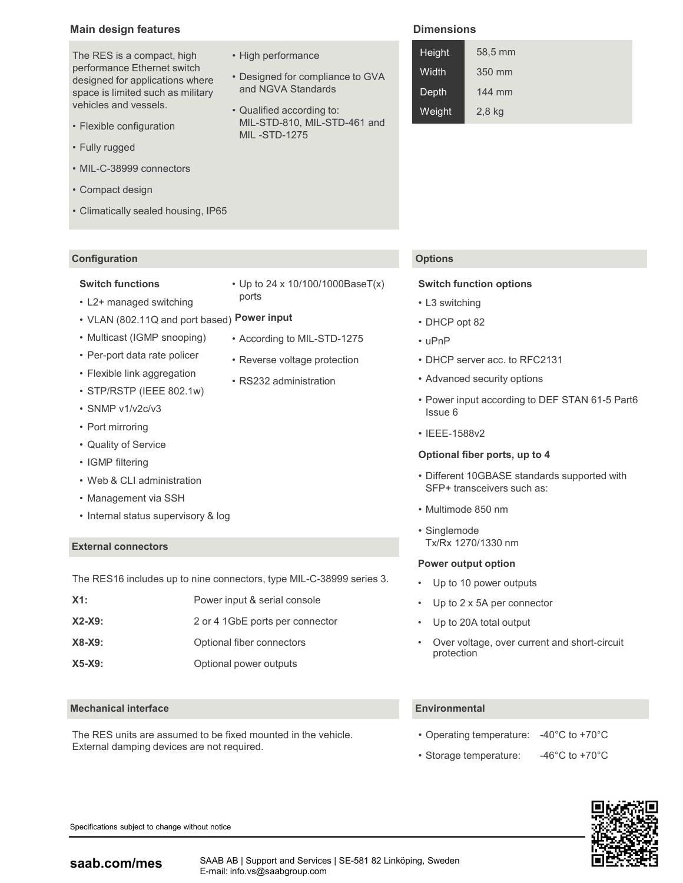## Main design features

The RES is a compact, high performance Ethernet switch designed for applications where space is limited such as military vehicles and vessels.

- Flexible configuration
- Fully rugged
- MIL-C-38999 connectors
- Compact design
- Climatically sealed housing, IP65
- High performance
- Designed for compliance to GVA and NGVA Standards
- Qualified according to: MIL-STD-810, MIL-STD-461 and MIL -STD-1275

## Dimensions

| | |
|---|---|
| Height | 58,5 mm |
| Width | 350 mm |
| Depth | 144 mm |
| Weight | 2,8 kg |

## Configuration

### Switch functions

- L2+ managed switching
- VLAN (802.11Q and port based)
- Multicast (IGMP snooping)
- Per-port data rate policer
- Flexible link aggregation
- STP/RSTP (IEEE 802.1w)
- SNMP v1/v2c/v3
- Port mirroring
- Quality of Service
- IGMP filtering
- Web & CLI administration
- Management via SSH
- Internal status supervisory & log
- Up to 24 x 10/100/1000BaseT(x) ports

### Power input

- According to MIL-STD-1275
- Reverse voltage protection
- RS232 administration

## External connectors

The RES16 includes up to nine connectors, type MIL-C-38999 series 3.

| | |
|---|---|
| **X1:** | Power input & serial console |
| **X2-X9:** | 2 or 4 1GbE ports per connector |
| **X8-X9:** | Optional fiber connectors |
| **X5-X9:** | Optional power outputs |

## Mechanical interface

The RES units are assumed to be fixed mounted in the vehicle. External damping devices are not required.

## Options

### Switch function options

- L3 switching
- DHCP opt 82
- uPnP
- DHCP server acc. to RFC2131
- Advanced security options
- Power input according to DEF STAN 61-5 Part6 Issue 6
- IEEE-1588v2

### Optional fiber ports, up to 4

- Different 10GBASE standards supported with SFP+ transceivers such as:
- Multimode 850 nm
- Singlemode Tx/Rx 1270/1330 nm

### Power output option

- Up to 10 power outputs
- Up to 2 x 5A per connector
- Up to 20A total output
- Over voltage, over current and short-circuit protection

## Environmental

- Operating temperature: -40°C to +70°C
- Storage temperature: -46°C to +70°C

Specifications subject to change without notice

**saab.com/mes**

SAAB AB | Support and Services | SE-581 82 Linköping, Sweden
E-mail: info.vs@saabgroup.com